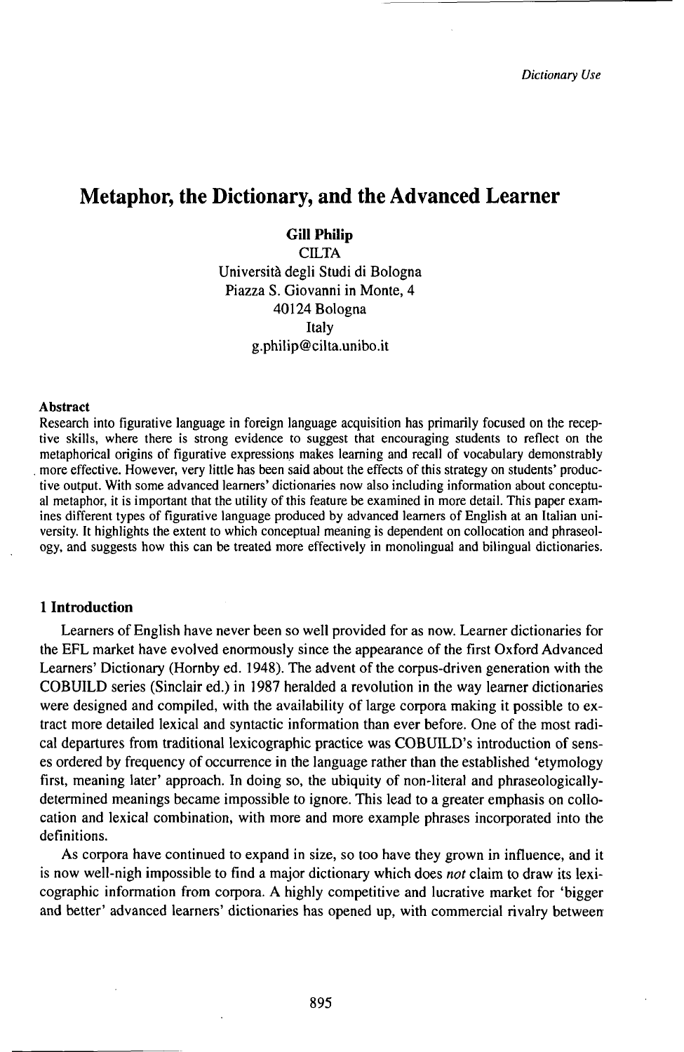# Metaphor, the Dictionary, and the Advanced Learner

**Gill Philip**
CILTA
Università degli Studi di Bologna
Piazza S. Giovanni in Monte, 4
40124 Bologna
Italy
g.philip@cilta.unibo.it

### Abstract

Research into figurative language in foreign language acquisition has primarily focused on the receptive skills, where there is strong evidence to suggest that encouraging students to reflect on the metaphorical origins of figurative expressions makes learning and recall of vocabulary demonstrably more effective. However, very little has been said about the effects of this strategy on students' productive output. With some advanced learners' dictionaries now also including information about conceptual metaphor, it is important that the utility of this feature be examined in more detail. This paper examines different types of figurative language produced by advanced learners of English at an Italian university. It highlights the extent to which conceptual meaning is dependent on collocation and phraseology, and suggests how this can be treated more effectively in monolingual and bilingual dictionaries.

## 1 Introduction

Learners of English have never been so well provided for as now. Learner dictionaries for the EFL market have evolved enormously since the appearance of the first Oxford Advanced Learners' Dictionary (Hornby ed. 1948). The advent of the corpus-driven generation with the COBUILD series (Sinclair ed.) in 1987 heralded a revolution in the way learner dictionaries were designed and compiled, with the availability of large corpora making it possible to extract more detailed lexical and syntactic information than ever before. One of the most radical departures from traditional lexicographic practice was COBUILD's introduction of senses ordered by frequency of occurrence in the language rather than the established 'etymology first, meaning later' approach. In doing so, the ubiquity of non-literal and phraseologically-determined meanings became impossible to ignore. This lead to a greater emphasis on collocation and lexical combination, with more and more example phrases incorporated into the definitions.

As corpora have continued to expand in size, so too have they grown in influence, and it is now well-nigh impossible to find a major dictionary which does *not* claim to draw its lexicographic information from corpora. A highly competitive and lucrative market for 'bigger and better' advanced learners' dictionaries has opened up, with commercial rivalry between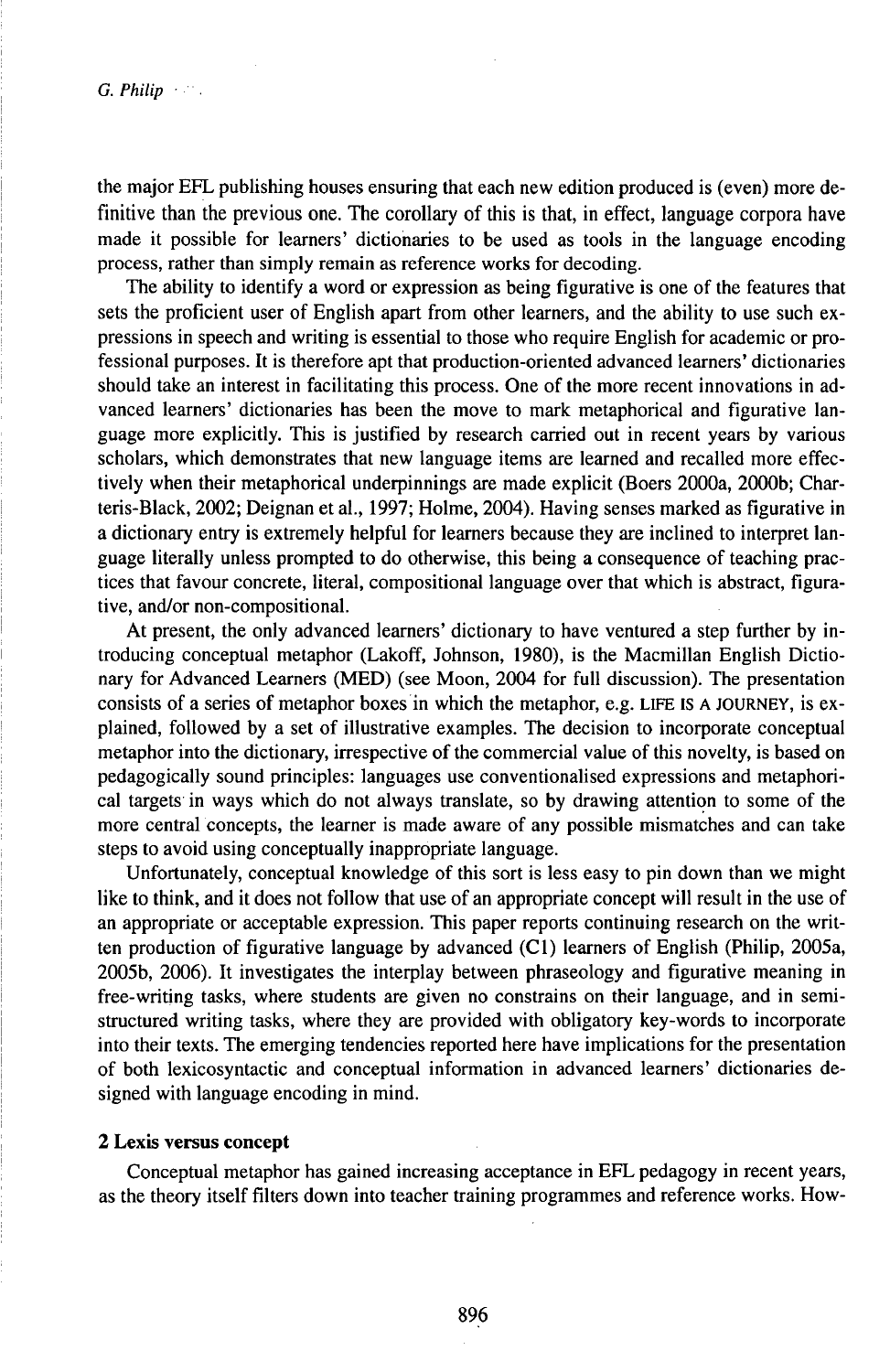the major EFL publishing houses ensuring that each new edition produced is (even) more definitive than the previous one. The corollary of this is that, in effect, language corpora have made it possible for learners' dictionaries to be used as tools in the language encoding process, rather than simply remain as reference works for decoding.

The ability to identify a word or expression as being figurative is one of the features that sets the proficient user of English apart from other learners, and the ability to use such expressions in speech and writing is essential to those who require English for academic or professional purposes. It is therefore apt that production-oriented advanced learners' dictionaries should take an interest in facilitating this process. One of the more recent innovations in advanced learners' dictionaries has been the move to mark metaphorical and figurative language more explicitly. This is justified by research carried out in recent years by various scholars, which demonstrates that new language items are learned and recalled more effectively when their metaphorical underpinnings are made explicit (Boers 2000a, 2000b; Charteris-Black, 2002; Deignan et al., 1997; Holme, 2004). Having senses marked as figurative in a dictionary entry is extremely helpful for learners because they are inclined to interpret language literally unless prompted to do otherwise, this being a consequence of teaching practices that favour concrete, literal, compositional language over that which is abstract, figurative, and/or non-compositional.

At present, the only advanced learners' dictionary to have ventured a step further by introducing conceptual metaphor (Lakoff, Johnson, 1980), is the Macmillan English Dictionary for Advanced Learners (MED) (see Moon, 2004 for full discussion). The presentation consists of a series of metaphor boxes in which the metaphor, e.g. LIFE IS A JOURNEY, is explained, followed by a set of illustrative examples. The decision to incorporate conceptual metaphor into the dictionary, irrespective of the commercial value of this novelty, is based on pedagogically sound principles: languages use conventionalised expressions and metaphorical targets in ways which do not always translate, so by drawing attention to some of the more central concepts, the learner is made aware of any possible mismatches and can take steps to avoid using conceptually inappropriate language.

Unfortunately, conceptual knowledge of this sort is less easy to pin down than we might like to think, and it does not follow that use of an appropriate concept will result in the use of an appropriate or acceptable expression. This paper reports continuing research on the written production of figurative language by advanced (C1) learners of English (Philip, 2005a, 2005b, 2006). It investigates the interplay between phraseology and figurative meaning in free-writing tasks, where students are given no constrains on their language, and in semi-structured writing tasks, where they are provided with obligatory key-words to incorporate into their texts. The emerging tendencies reported here have implications for the presentation of both lexicosyntactic and conceptual information in advanced learners' dictionaries designed with language encoding in mind.

## 2 Lexis versus concept

Conceptual metaphor has gained increasing acceptance in EFL pedagogy in recent years, as the theory itself filters down into teacher training programmes and reference works. How-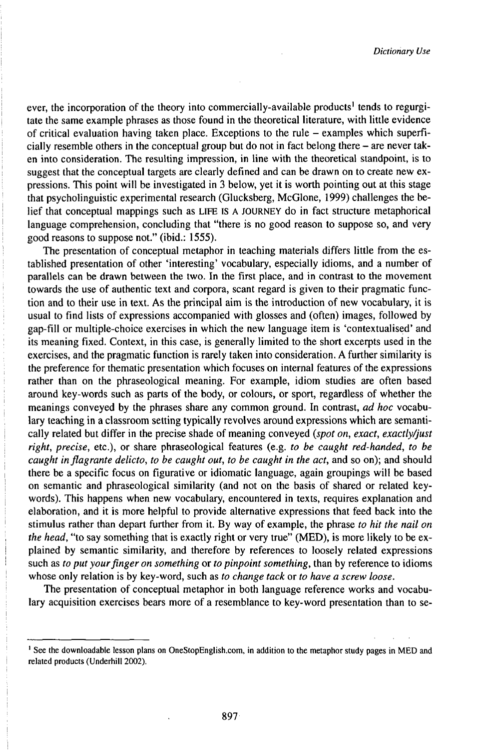ever, the incorporation of the theory into commercially-available products[1] tends to regurgitate the same example phrases as those found in the theoretical literature, with little evidence of critical evaluation having taken place. Exceptions to the rule – examples which superficially resemble others in the conceptual group but do not in fact belong there – are never taken into consideration. The resulting impression, in line with the theoretical standpoint, is to suggest that the conceptual targets are clearly defined and can be drawn on to create new expressions. This point will be investigated in 3 below, yet it is worth pointing out at this stage that psycholinguistic experimental research (Glucksberg, McGlone, 1999) challenges the belief that conceptual mappings such as LIFE IS A JOURNEY do in fact structure metaphorical language comprehension, concluding that "there is no good reason to suppose so, and very good reasons to suppose not." (ibid.: 1555).

The presentation of conceptual metaphor in teaching materials differs little from the established presentation of other 'interesting' vocabulary, especially idioms, and a number of parallels can be drawn between the two. In the first place, and in contrast to the movement towards the use of authentic text and corpora, scant regard is given to their pragmatic function and to their use in text. As the principal aim is the introduction of new vocabulary, it is usual to find lists of expressions accompanied with glosses and (often) images, followed by gap-fill or multiple-choice exercises in which the new language item is 'contextualised' and its meaning fixed. Context, in this case, is generally limited to the short excerpts used in the exercises, and the pragmatic function is rarely taken into consideration. A further similarity is the preference for thematic presentation which focuses on internal features of the expressions rather than on the phraseological meaning. For example, idiom studies are often based around key-words such as parts of the body, or colours, or sport, regardless of whether the meanings conveyed by the phrases share any common ground. In contrast, *ad hoc* vocabulary teaching in a classroom setting typically revolves around expressions which are semantically related but differ in the precise shade of meaning conveyed (*spot on*, *exact*, *exactly/just right*, *precise*, etc.), or share phraseological features (e.g. *to be caught red-handed*, *to be caught in flagrante delicto*, *to be caught out*, *to be caught in the act*, and so on); and should there be a specific focus on figurative or idiomatic language, again groupings will be based on semantic and phraseological similarity (and not on the basis of shared or related key-words). This happens when new vocabulary, encountered in texts, requires explanation and elaboration, and it is more helpful to provide alternative expressions that feed back into the stimulus rather than depart further from it. By way of example, the phrase *to hit the nail on the head*, "to say something that is exactly right or very true" (MED), is more likely to be explained by semantic similarity, and therefore by references to loosely related expressions such as *to put your finger on something* or *to pinpoint something*, than by reference to idioms whose only relation is by key-word, such as *to change tack* or *to have a screw loose*.

The presentation of conceptual metaphor in both language reference works and vocabulary acquisition exercises bears more of a resemblance to key-word presentation than to se-

---

[1] See the downloadable lesson plans on OneStopEnglish.com, in addition to the metaphor study pages in MED and related products (Underhill 2002).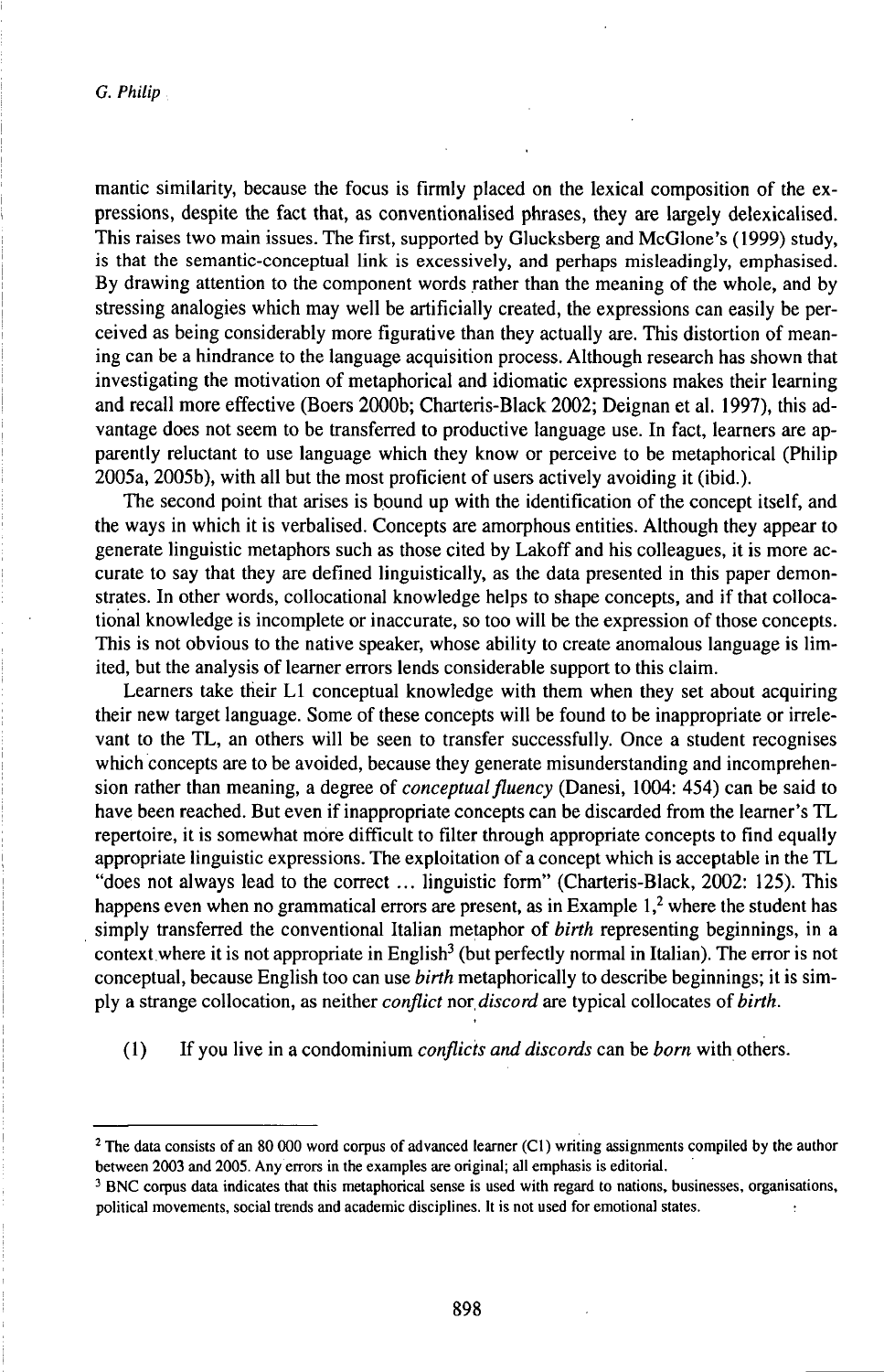mantic similarity, because the focus is firmly placed on the lexical composition of the expressions, despite the fact that, as conventionalised phrases, they are largely delexicalised. This raises two main issues. The first, supported by Glucksberg and McGlone's (1999) study, is that the semantic-conceptual link is excessively, and perhaps misleadingly, emphasised. By drawing attention to the component words rather than the meaning of the whole, and by stressing analogies which may well be artificially created, the expressions can easily be perceived as being considerably more figurative than they actually are. This distortion of meaning can be a hindrance to the language acquisition process. Although research has shown that investigating the motivation of metaphorical and idiomatic expressions makes their learning and recall more effective (Boers 2000b; Charteris-Black 2002; Deignan et al. 1997), this advantage does not seem to be transferred to productive language use. In fact, learners are apparently reluctant to use language which they know or perceive to be metaphorical (Philip 2005a, 2005b), with all but the most proficient of users actively avoiding it (ibid.).

The second point that arises is bound up with the identification of the concept itself, and the ways in which it is verbalised. Concepts are amorphous entities. Although they appear to generate linguistic metaphors such as those cited by Lakoff and his colleagues, it is more accurate to say that they are defined linguistically, as the data presented in this paper demonstrates. In other words, collocational knowledge helps to shape concepts, and if that collocational knowledge is incomplete or inaccurate, so too will be the expression of those concepts. This is not obvious to the native speaker, whose ability to create anomalous language is limited, but the analysis of learner errors lends considerable support to this claim.

Learners take their L1 conceptual knowledge with them when they set about acquiring their new target language. Some of these concepts will be found to be inappropriate or irrelevant to the TL, an others will be seen to transfer successfully. Once a student recognises which concepts are to be avoided, because they generate misunderstanding and incomprehension rather than meaning, a degree of *conceptual fluency* (Danesi, 1004: 454) can be said to have been reached. But even if inappropriate concepts can be discarded from the learner's TL repertoire, it is somewhat more difficult to filter through appropriate concepts to find equally appropriate linguistic expressions. The exploitation of a concept which is acceptable in the TL "does not always lead to the correct ... linguistic form" (Charteris-Black, 2002: 125). This happens even when no grammatical errors are present, as in Example 1,[2] where the student has simply transferred the conventional Italian metaphor of *birth* representing beginnings, in a context where it is not appropriate in English[3] (but perfectly normal in Italian). The error is not conceptual, because English too can use *birth* metaphorically to describe beginnings; it is simply a strange collocation, as neither *conflict* nor *discord* are typical collocates of *birth*.

(1) If you live in a condominium *conflicts and discords* can be *born* with others.

---

[2] The data consists of an 80 000 word corpus of advanced learner (C1) writing assignments compiled by the author between 2003 and 2005. Any errors in the examples are original; all emphasis is editorial.

[3] BNC corpus data indicates that this metaphorical sense is used with regard to nations, businesses, organisations, political movements, social trends and academic disciplines. It is not used for emotional states.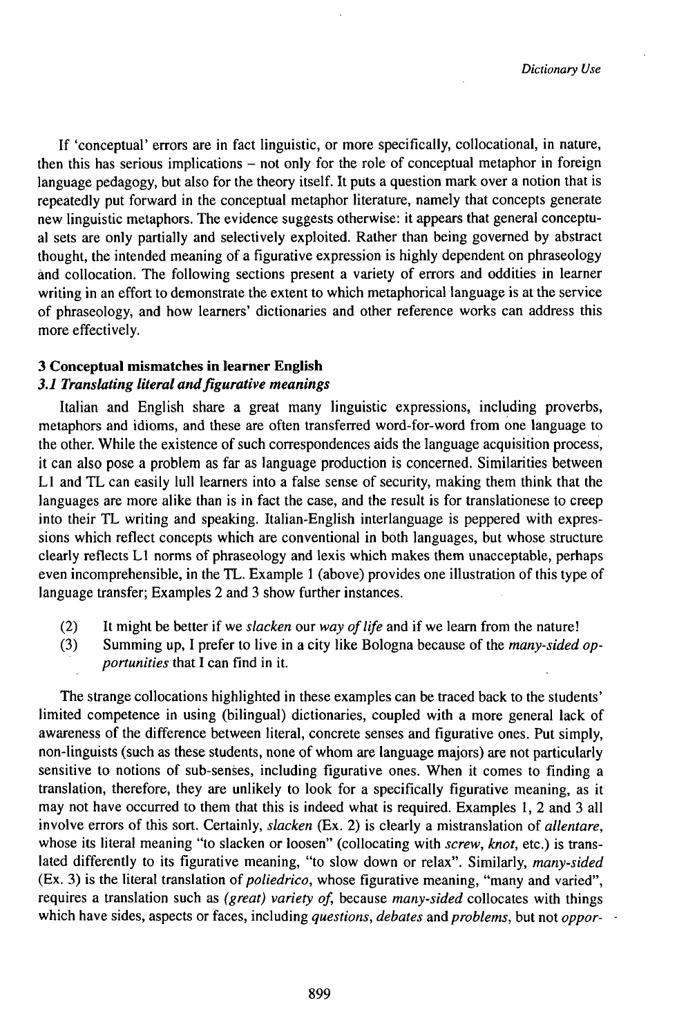If 'conceptual' errors are in fact linguistic, or more specifically, collocational, in nature, then this has serious implications – not only for the role of conceptual metaphor in foreign language pedagogy, but also for the theory itself. It puts a question mark over a notion that is repeatedly put forward in the conceptual metaphor literature, namely that concepts generate new linguistic metaphors. The evidence suggests otherwise: it appears that general conceptual sets are only partially and selectively exploited. Rather than being governed by abstract thought, the intended meaning of a figurative expression is highly dependent on phraseology and collocation. The following sections present a variety of errors and oddities in learner writing in an effort to demonstrate the extent to which metaphorical language is at the service of phraseology, and how learners' dictionaries and other reference works can address this more effectively.

## 3 Conceptual mismatches in learner English

### *3.1 Translating literal and figurative meanings*

Italian and English share a great many linguistic expressions, including proverbs, metaphors and idioms, and these are often transferred word-for-word from one language to the other. While the existence of such correspondences aids the language acquisition process, it can also pose a problem as far as language production is concerned. Similarities between L1 and TL can easily lull learners into a false sense of security, making them think that the languages are more alike than is in fact the case, and the result is for translationese to creep into their TL writing and speaking. Italian-English interlanguage is peppered with expressions which reflect concepts which are conventional in both languages, but whose structure clearly reflects L1 norms of phraseology and lexis which makes them unacceptable, perhaps even incomprehensible, in the TL. Example 1 (above) provides one illustration of this type of language transfer; Examples 2 and 3 show further instances.

(2) It might be better if we *slacken* our *way of life* and if we learn from the nature!

(3) Summing up, I prefer to live in a city like Bologna because of the *many-sided opportunities* that I can find in it.

The strange collocations highlighted in these examples can be traced back to the students' limited competence in using (bilingual) dictionaries, coupled with a more general lack of awareness of the difference between literal, concrete senses and figurative ones. Put simply, non-linguists (such as these students, none of whom are language majors) are not particularly sensitive to notions of sub-senses, including figurative ones. When it comes to finding a translation, therefore, they are unlikely to look for a specifically figurative meaning, as it may not have occurred to them that this is indeed what is required. Examples 1, 2 and 3 all involve errors of this sort. Certainly, *slacken* (Ex. 2) is clearly a mistranslation of *allentare*, whose its literal meaning "to slacken or loosen" (collocating with *screw*, *knot*, etc.) is translated differently to its figurative meaning, "to slow down or relax". Similarly, *many-sided* (Ex. 3) is the literal translation of *poliedrico*, whose figurative meaning, "many and varied", requires a translation such as *(great) variety of*, because *many-sided* collocates with things which have sides, aspects or faces, including *questions*, *debates* and *problems*, but not *oppor-*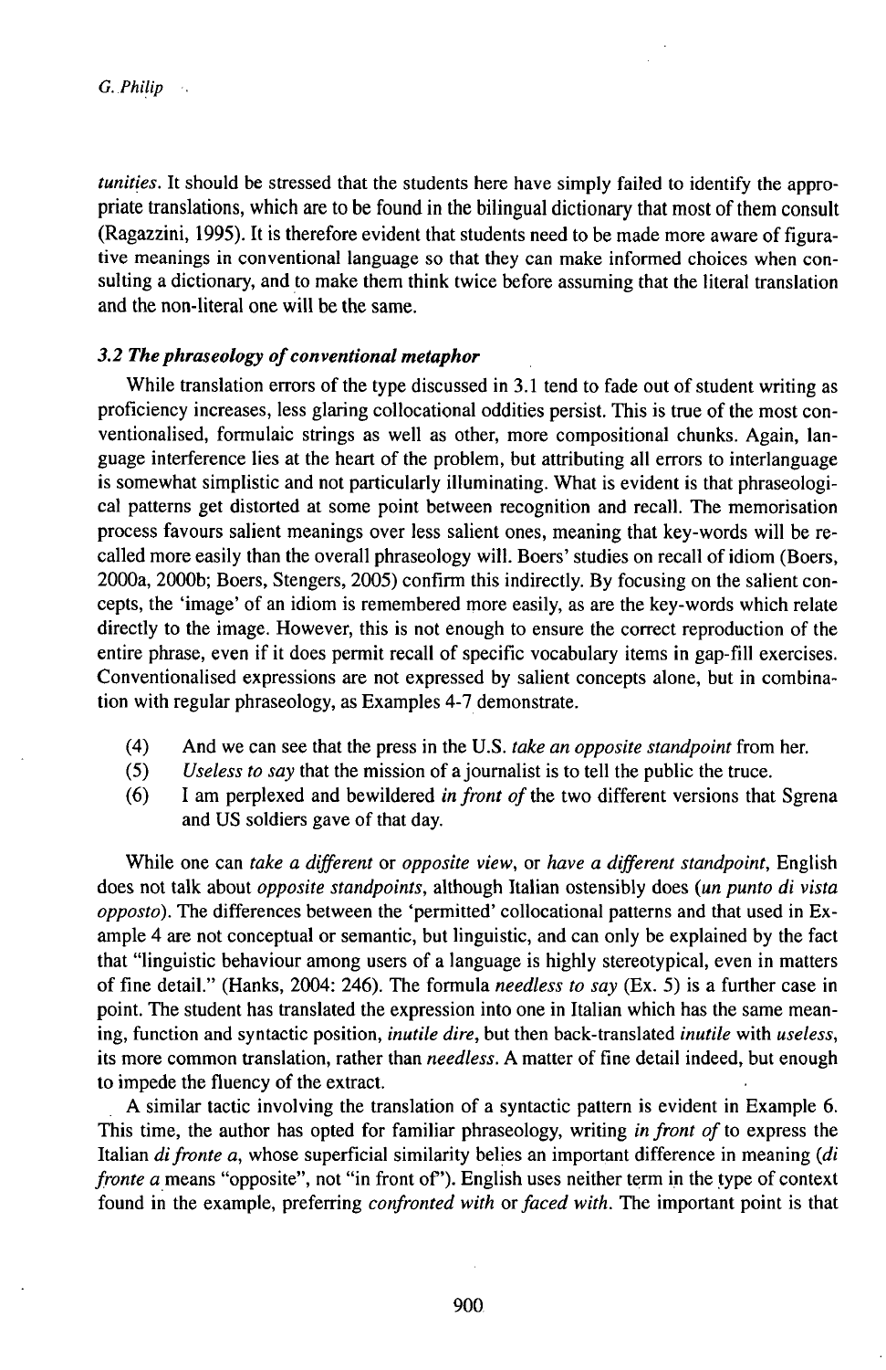*tunities*. It should be stressed that the students here have simply failed to identify the appropriate translations, which are to be found in the bilingual dictionary that most of them consult (Ragazzini, 1995). It is therefore evident that students need to be made more aware of figurative meanings in conventional language so that they can make informed choices when consulting a dictionary, and to make them think twice before assuming that the literal translation and the non-literal one will be the same.

### *3.2 The phraseology of conventional metaphor*

While translation errors of the type discussed in 3.1 tend to fade out of student writing as proficiency increases, less glaring collocational oddities persist. This is true of the most conventionalised, formulaic strings as well as other, more compositional chunks. Again, language interference lies at the heart of the problem, but attributing all errors to interlanguage is somewhat simplistic and not particularly illuminating. What is evident is that phraseological patterns get distorted at some point between recognition and recall. The memorisation process favours salient meanings over less salient ones, meaning that key-words will be recalled more easily than the overall phraseology will. Boers' studies on recall of idiom (Boers, 2000a, 2000b; Boers, Stengers, 2005) confirm this indirectly. By focusing on the salient concepts, the 'image' of an idiom is remembered more easily, as are the key-words which relate directly to the image. However, this is not enough to ensure the correct reproduction of the entire phrase, even if it does permit recall of specific vocabulary items in gap-fill exercises. Conventionalised expressions are not expressed by salient concepts alone, but in combination with regular phraseology, as Examples 4-7 demonstrate.

(4) And we can see that the press in the U.S. *take an opposite standpoint* from her.
(5) *Useless to say* that the mission of a journalist is to tell the public the truce.
(6) I am perplexed and bewildered *in front of* the two different versions that Sgrena and US soldiers gave of that day.

While one can *take a different* or *opposite view*, or *have a different standpoint*, English does not talk about *opposite standpoints*, although Italian ostensibly does (*un punto di vista opposto*). The differences between the 'permitted' collocational patterns and that used in Example 4 are not conceptual or semantic, but linguistic, and can only be explained by the fact that "linguistic behaviour among users of a language is highly stereotypical, even in matters of fine detail." (Hanks, 2004: 246). The formula *needless to say* (Ex. 5) is a further case in point. The student has translated the expression into one in Italian which has the same meaning, function and syntactic position, *inutile dire*, but then back-translated *inutile* with *useless*, its more common translation, rather than *needless*. A matter of fine detail indeed, but enough to impede the fluency of the extract.

A similar tactic involving the translation of a syntactic pattern is evident in Example 6. This time, the author has opted for familiar phraseology, writing *in front of* to express the Italian *di fronte a*, whose superficial similarity belies an important difference in meaning (*di fronte a* means "opposite", not "in front of"). English uses neither term in the type of context found in the example, preferring *confronted with* or *faced with*. The important point is that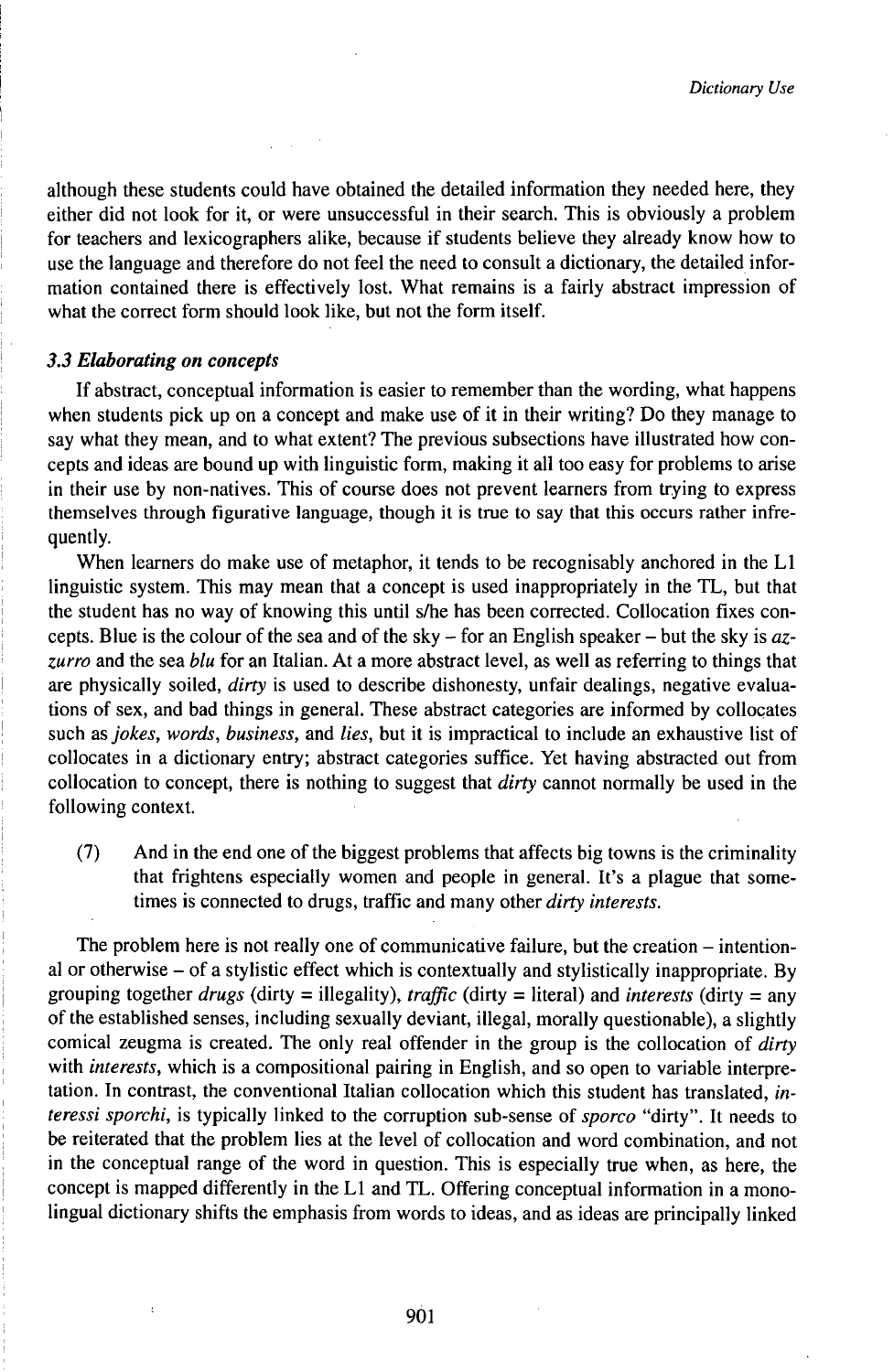although these students could have obtained the detailed information they needed here, they either did not look for it, or were unsuccessful in their search. This is obviously a problem for teachers and lexicographers alike, because if students believe they already know how to use the language and therefore do not feel the need to consult a dictionary, the detailed information contained there is effectively lost. What remains is a fairly abstract impression of what the correct form should look like, but not the form itself.

### *3.3 Elaborating on concepts*

If abstract, conceptual information is easier to remember than the wording, what happens when students pick up on a concept and make use of it in their writing? Do they manage to say what they mean, and to what extent? The previous subsections have illustrated how concepts and ideas are bound up with linguistic form, making it all too easy for problems to arise in their use by non-natives. This of course does not prevent learners from trying to express themselves through figurative language, though it is true to say that this occurs rather infrequently.

When learners do make use of metaphor, it tends to be recognisably anchored in the L1 linguistic system. This may mean that a concept is used inappropriately in the TL, but that the student has no way of knowing this until s/he has been corrected. Collocation fixes concepts. Blue is the colour of the sea and of the sky – for an English speaker – but the sky is *azzurro* and the sea *blu* for an Italian. At a more abstract level, as well as referring to things that are physically soiled, *dirty* is used to describe dishonesty, unfair dealings, negative evaluations of sex, and bad things in general. These abstract categories are informed by collocates such as *jokes*, *words*, *business*, and *lies*, but it is impractical to include an exhaustive list of collocates in a dictionary entry; abstract categories suffice. Yet having abstracted out from collocation to concept, there is nothing to suggest that *dirty* cannot normally be used in the following context.

(7) And in the end one of the biggest problems that affects big towns is the criminality that frightens especially women and people in general. It's a plague that sometimes is connected to drugs, traffic and many other *dirty interests*.

The problem here is not really one of communicative failure, but the creation – intentional or otherwise – of a stylistic effect which is contextually and stylistically inappropriate. By grouping together *drugs* (dirty = illegality), *traffic* (dirty = literal) and *interests* (dirty = any of the established senses, including sexually deviant, illegal, morally questionable), a slightly comical zeugma is created. The only real offender in the group is the collocation of *dirty* with *interests*, which is a compositional pairing in English, and so open to variable interpretation. In contrast, the conventional Italian collocation which this student has translated, *interessi sporchi*, is typically linked to the corruption sub-sense of *sporco* "dirty". It needs to be reiterated that the problem lies at the level of collocation and word combination, and not in the conceptual range of the word in question. This is especially true when, as here, the concept is mapped differently in the L1 and TL. Offering conceptual information in a monolingual dictionary shifts the emphasis from words to ideas, and as ideas are principally linked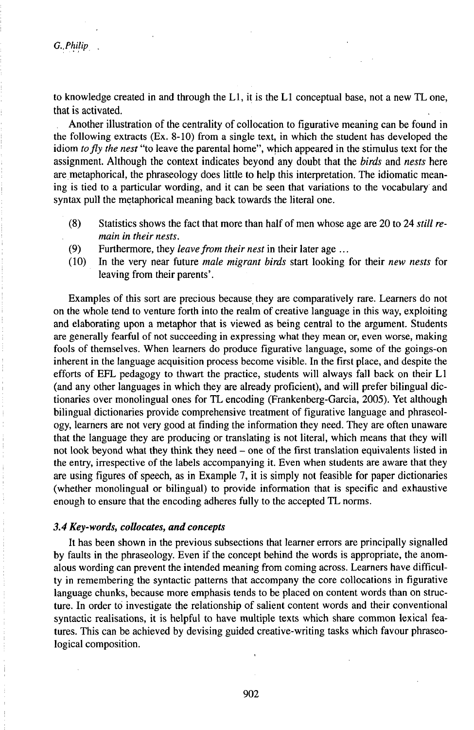to knowledge created in and through the L1, it is the L1 conceptual base, not a new TL one, that is activated.

Another illustration of the centrality of collocation to figurative meaning can be found in the following extracts (Ex. 8-10) from a single text, in which the student has developed the idiom *to fly the nest* "to leave the parental home", which appeared in the stimulus text for the assignment. Although the context indicates beyond any doubt that the *birds* and *nests* here are metaphorical, the phraseology does little to help this interpretation. The idiomatic meaning is tied to a particular wording, and it can be seen that variations to the vocabulary and syntax pull the metaphorical meaning back towards the literal one.

(8) Statistics shows the fact that more than half of men whose age are 20 to 24 *still remain in their nests*.

(9) Furthermore, they *leave from their nest* in their later age ...

(10) In the very near future *male migrant birds* start looking for their *new nests* for leaving from their parents'.

Examples of this sort are precious because they are comparatively rare. Learners do not on the whole tend to venture forth into the realm of creative language in this way, exploiting and elaborating upon a metaphor that is viewed as being central to the argument. Students are generally fearful of not succeeding in expressing what they mean or, even worse, making fools of themselves. When learners do produce figurative language, some of the goings-on inherent in the language acquisition process become visible. In the first place, and despite the efforts of EFL pedagogy to thwart the practice, students will always fall back on their L1 (and any other languages in which they are already proficient), and will prefer bilingual dictionaries over monolingual ones for TL encoding (Frankenberg-Garcia, 2005). Yet although bilingual dictionaries provide comprehensive treatment of figurative language and phraseology, learners are not very good at finding the information they need. They are often unaware that the language they are producing or translating is not literal, which means that they will not look beyond what they think they need – one of the first translation equivalents listed in the entry, irrespective of the labels accompanying it. Even when students are aware that they are using figures of speech, as in Example 7, it is simply not feasible for paper dictionaries (whether monolingual or bilingual) to provide information that is specific and exhaustive enough to ensure that the encoding adheres fully to the accepted TL norms.

### *3.4 Key-words, collocates, and concepts*

It has been shown in the previous subsections that learner errors are principally signalled by faults in the phraseology. Even if the concept behind the words is appropriate, the anomalous wording can prevent the intended meaning from coming across. Learners have difficulty in remembering the syntactic patterns that accompany the core collocations in figurative language chunks, because more emphasis tends to be placed on content words than on structure. In order to investigate the relationship of salient content words and their conventional syntactic realisations, it is helpful to have multiple texts which share common lexical features. This can be achieved by devising guided creative-writing tasks which favour phraseological composition.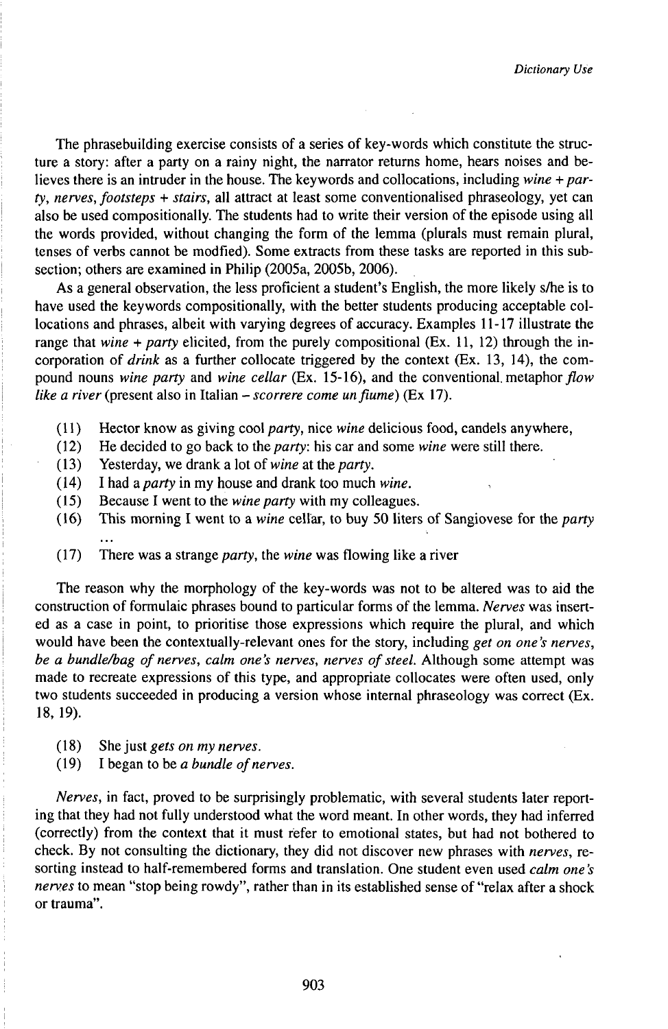The phrasebuilding exercise consists of a series of key-words which constitute the structure a story: after a party on a rainy night, the narrator returns home, hears noises and believes there is an intruder in the house. The keywords and collocations, including *wine + party*, *nerves*, *footsteps + stairs*, all attract at least some conventionalised phraseology, yet can also be used compositionally. The students had to write their version of the episode using all the words provided, without changing the form of the lemma (plurals must remain plural, tenses of verbs cannot be modfied). Some extracts from these tasks are reported in this subsection; others are examined in Philip (2005a, 2005b, 2006).

As a general observation, the less proficient a student's English, the more likely s/he is to have used the keywords compositionally, with the better students producing acceptable collocations and phrases, albeit with varying degrees of accuracy. Examples 11-17 illustrate the range that *wine + party* elicited, from the purely compositional (Ex. 11, 12) through the incorporation of *drink* as a further collocate triggered by the context (Ex. 13, 14), the compound nouns *wine party* and *wine cellar* (Ex. 15-16), and the conventional metaphor *flow like a river* (present also in Italian – *scorrere come un fiume*) (Ex 17).

(11) Hector know as giving cool *party*, nice *wine* delicious food, candels anywhere,
(12) He decided to go back to the *party*: his car and some *wine* were still there.
(13) Yesterday, we drank a lot of *wine* at the *party*.
(14) I had a *party* in my house and drank too much *wine*.
(15) Because I went to the *wine party* with my colleagues.
(16) This morning I went to a *wine* cellar, to buy 50 liters of Sangiovese for the *party* ...
(17) There was a strange *party*, the *wine* was flowing like a river

The reason why the morphology of the key-words was not to be altered was to aid the construction of formulaic phrases bound to particular forms of the lemma. *Nerves* was inserted as a case in point, to prioritise those expressions which require the plural, and which would have been the contextually-relevant ones for the story, including *get on one's nerves*, *be a bundle/bag of nerves*, *calm one's nerves*, *nerves of steel*. Although some attempt was made to recreate expressions of this type, and appropriate collocates were often used, only two students succeeded in producing a version whose internal phraseology was correct (Ex. 18, 19).

(18) She just *gets on my nerves*.
(19) I began to be *a bundle of nerves*.

*Nerves*, in fact, proved to be surprisingly problematic, with several students later reporting that they had not fully understood what the word meant. In other words, they had inferred (correctly) from the context that it must refer to emotional states, but had not bothered to check. By not consulting the dictionary, they did not discover new phrases with *nerves*, resorting instead to half-remembered forms and translation. One student even used *calm one's nerves* to mean "stop being rowdy", rather than in its established sense of "relax after a shock or trauma".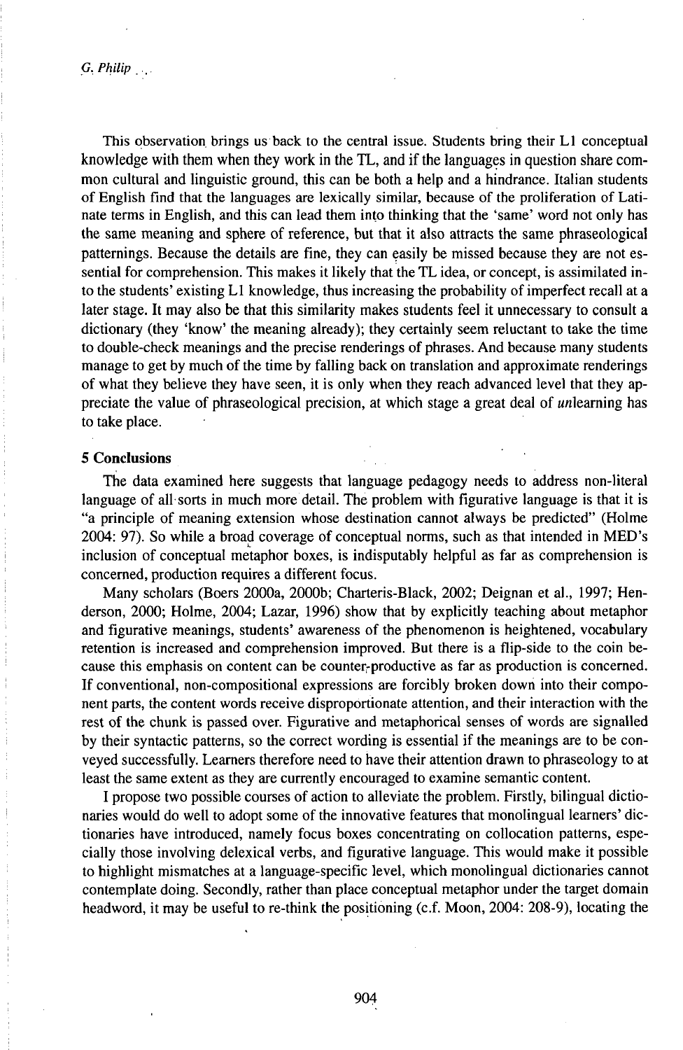This observation brings us back to the central issue. Students bring their L1 conceptual knowledge with them when they work in the TL, and if the languages in question share common cultural and linguistic ground, this can be both a help and a hindrance. Italian students of English find that the languages are lexically similar, because of the proliferation of Latinate terms in English, and this can lead them into thinking that the 'same' word not only has the same meaning and sphere of reference, but that it also attracts the same phraseological patternings. Because the details are fine, they can easily be missed because they are not essential for comprehension. This makes it likely that the TL idea, or concept, is assimilated into the students' existing L1 knowledge, thus increasing the probability of imperfect recall at a later stage. It may also be that this similarity makes students feel it unnecessary to consult a dictionary (they 'know' the meaning already); they certainly seem reluctant to take the time to double-check meanings and the precise renderings of phrases. And because many students manage to get by much of the time by falling back on translation and approximate renderings of what they believe they have seen, it is only when they reach advanced level that they appreciate the value of phraseological precision, at which stage a great deal of *un*learning has to take place.

## 5 Conclusions

The data examined here suggests that language pedagogy needs to address non-literal language of all sorts in much more detail. The problem with figurative language is that it is "a principle of meaning extension whose destination cannot always be predicted" (Holme 2004: 97). So while a broad coverage of conceptual norms, such as that intended in MED's inclusion of conceptual metaphor boxes, is indisputably helpful as far as comprehension is concerned, production requires a different focus.

Many scholars (Boers 2000a, 2000b; Charteris-Black, 2002; Deignan et al., 1997; Henderson, 2000; Holme, 2004; Lazar, 1996) show that by explicitly teaching about metaphor and figurative meanings, students' awareness of the phenomenon is heightened, vocabulary retention is increased and comprehension improved. But there is a flip-side to the coin because this emphasis on content can be counter-productive as far as production is concerned. If conventional, non-compositional expressions are forcibly broken down into their component parts, the content words receive disproportionate attention, and their interaction with the rest of the chunk is passed over. Figurative and metaphorical senses of words are signalled by their syntactic patterns, so the correct wording is essential if the meanings are to be conveyed successfully. Learners therefore need to have their attention drawn to phraseology to at least the same extent as they are currently encouraged to examine semantic content.

I propose two possible courses of action to alleviate the problem. Firstly, bilingual dictionaries would do well to adopt some of the innovative features that monolingual learners' dictionaries have introduced, namely focus boxes concentrating on collocation patterns, especially those involving delexical verbs, and figurative language. This would make it possible to highlight mismatches at a language-specific level, which monolingual dictionaries cannot contemplate doing. Secondly, rather than place conceptual metaphor under the target domain headword, it may be useful to re-think the positioning (c.f. Moon, 2004: 208-9), locating the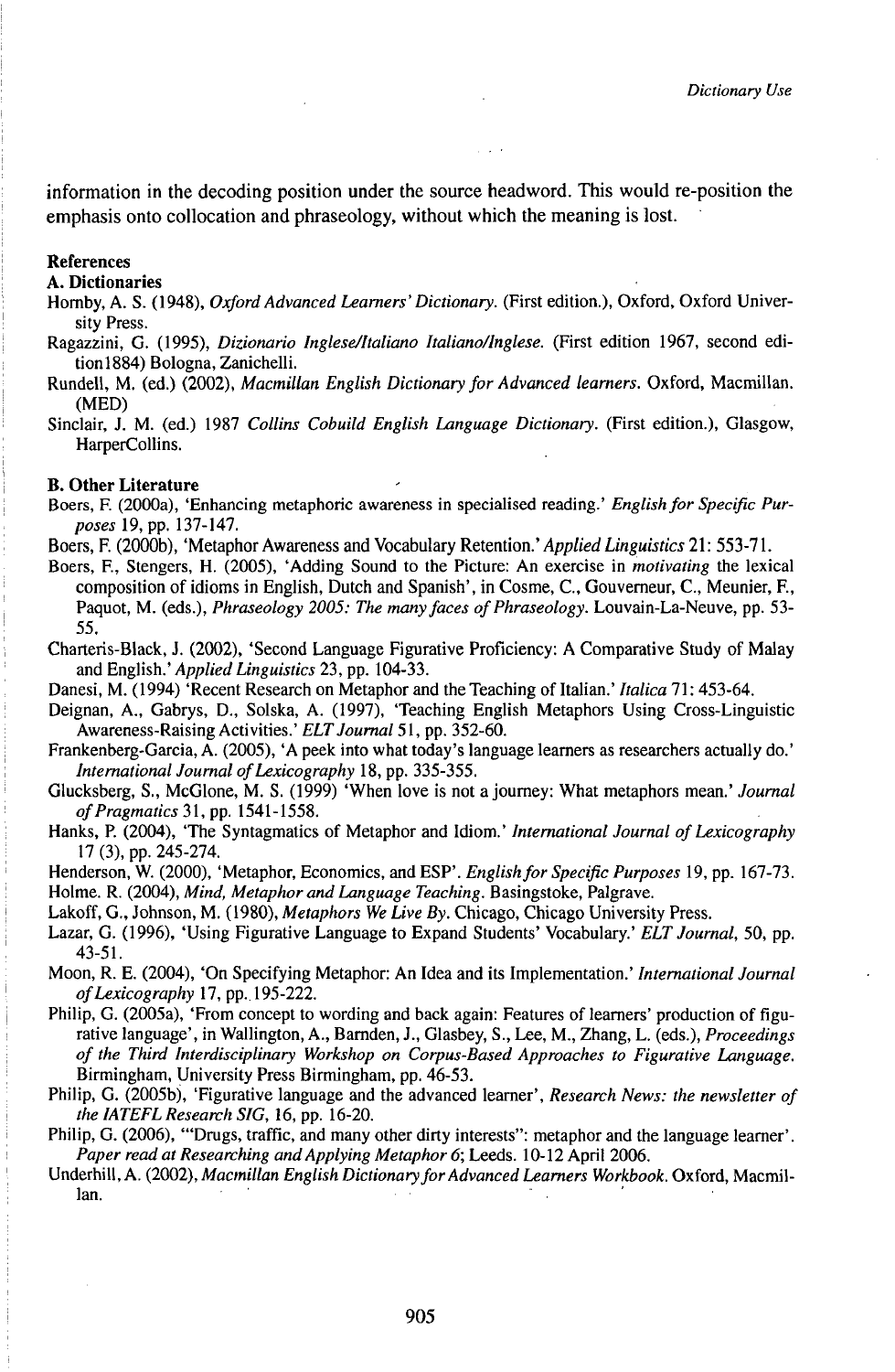information in the decoding position under the source headword. This would re-position the emphasis onto collocation and phraseology, without which the meaning is lost.

## References

### A. Dictionaries

Hornby, A. S. (1948), *Oxford Advanced Learners' Dictionary.* (First edition.), Oxford, Oxford University Press.

Ragazzini, G. (1995), *Dizionario Inglese/Italiano Italiano/Inglese.* (First edition 1967, second edition1884) Bologna, Zanichelli.

Rundell, M. (ed.) (2002), *Macmillan English Dictionary for Advanced learners.* Oxford, Macmillan. (MED)

Sinclair, J. M. (ed.) 1987 *Collins Cobuild English Language Dictionary.* (First edition.), Glasgow, HarperCollins.

### B. Other Literature

Boers, F. (2000a), 'Enhancing metaphoric awareness in specialised reading.' *English for Specific Purposes* 19, pp. 137-147.

Boers, F. (2000b), 'Metaphor Awareness and Vocabulary Retention.' *Applied Linguistics* 21: 553-71.

Boers, F., Stengers, H. (2005), 'Adding Sound to the Picture: An exercise in *motivating* the lexical composition of idioms in English, Dutch and Spanish', in Cosme, C., Gouverneur, C., Meunier, F., Paquot, M. (eds.), *Phraseology 2005: The many faces of Phraseology.* Louvain-La-Neuve, pp. 53-55.

Charteris-Black, J. (2002), 'Second Language Figurative Proficiency: A Comparative Study of Malay and English.' *Applied Linguistics* 23, pp. 104-33.

Danesi, M. (1994) 'Recent Research on Metaphor and the Teaching of Italian.' *Italica* 71: 453-64.

Deignan, A., Gabrys, D., Solska, A. (1997), 'Teaching English Metaphors Using Cross-Linguistic Awareness-Raising Activities.' *ELT Journal* 51, pp. 352-60.

Frankenberg-Garcia, A. (2005), 'A peek into what today's language learners as researchers actually do.' *International Journal of Lexicography* 18, pp. 335-355.

Glucksberg, S., McGlone, M. S. (1999) 'When love is not a journey: What metaphors mean.' *Journal of Pragmatics* 31, pp. 1541-1558.

Hanks, P. (2004), 'The Syntagmatics of Metaphor and Idiom.' *International Journal of Lexicography* 17 (3), pp. 245-274.

Henderson, W. (2000), 'Metaphor, Economics, and ESP'. *English for Specific Purposes* 19, pp. 167-73.

Holme. R. (2004), *Mind, Metaphor and Language Teaching.* Basingstoke, Palgrave.

Lakoff, G., Johnson, M. (1980), *Metaphors We Live By.* Chicago, Chicago University Press.

Lazar, G. (1996), 'Using Figurative Language to Expand Students' Vocabulary.' *ELT Journal,* 50, pp. 43-51.

Moon, R. E. (2004), 'On Specifying Metaphor: An Idea and its Implementation.' *International Journal of Lexicography* 17, pp. 195-222.

Philip, G. (2005a), 'From concept to wording and back again: Features of learners' production of figurative language', in Wallington, A., Barnden, J., Glasbey, S., Lee, M., Zhang, L. (eds.), *Proceedings of the Third Interdisciplinary Workshop on Corpus-Based Approaches to Figurative Language.* Birmingham, University Press Birmingham, pp. 46-53.

Philip, G. (2005b), 'Figurative language and the advanced learner', *Research News: the newsletter of the IATEFL Research SIG,* 16, pp. 16-20.

Philip, G. (2006), '"Drugs, traffic, and many other dirty interests": metaphor and the language learner'. *Paper read at Researching and Applying Metaphor 6*; Leeds. 10-12 April 2006.

Underhill, A. (2002), *Macmillan English Dictionary for Advanced Learners Workbook.* Oxford, Macmillan.